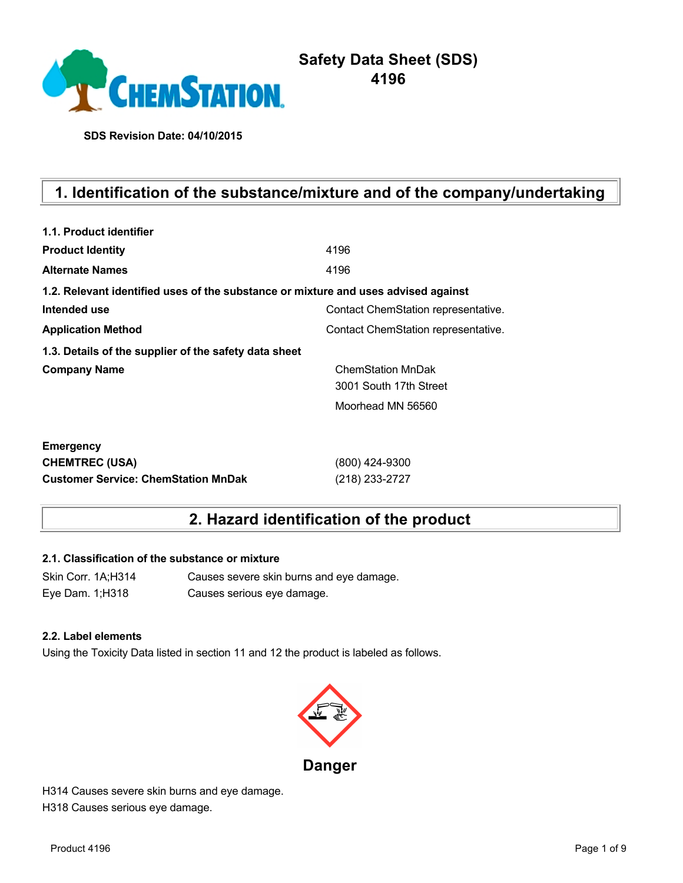# Safety Data Sheet (SDS)
# 4196

**SDS Revision Date: 04/10/2015**

## 1. Identification of the substance/mixture and of the company/undertaking

**1.1. Product identifier**

| | |
|---|---|
| **Product Identity** | 4196 |
| **Alternate Names** | 4196 |

**1.2. Relevant identified uses of the substance or mixture and uses advised against**

| | |
|---|---|
| **Intended use** | Contact ChemStation representative. |
| **Application Method** | Contact ChemStation representative. |

**1.3. Details of the supplier of the safety data sheet**

| | |
|---|---|
| **Company Name** | ChemStation MnDak<br>3001 South 17th Street<br>Moorhead MN 56560 |

**Emergency**

| | |
|---|---|
| **CHEMTREC (USA)** | (800) 424-9300 |
| **Customer Service: ChemStation MnDak** | (218) 233-2727 |

## 2. Hazard identification of the product

**2.1. Classification of the substance or mixture**

| | |
|---|---|
| Skin Corr. 1A;H314 | Causes severe skin burns and eye damage. |
| Eye Dam. 1;H318 | Causes serious eye damage. |

**2.2. Label elements**

Using the Toxicity Data listed in section 11 and 12 the product is labeled as follows.

**Danger**

H314 Causes severe skin burns and eye damage.
H318 Causes serious eye damage.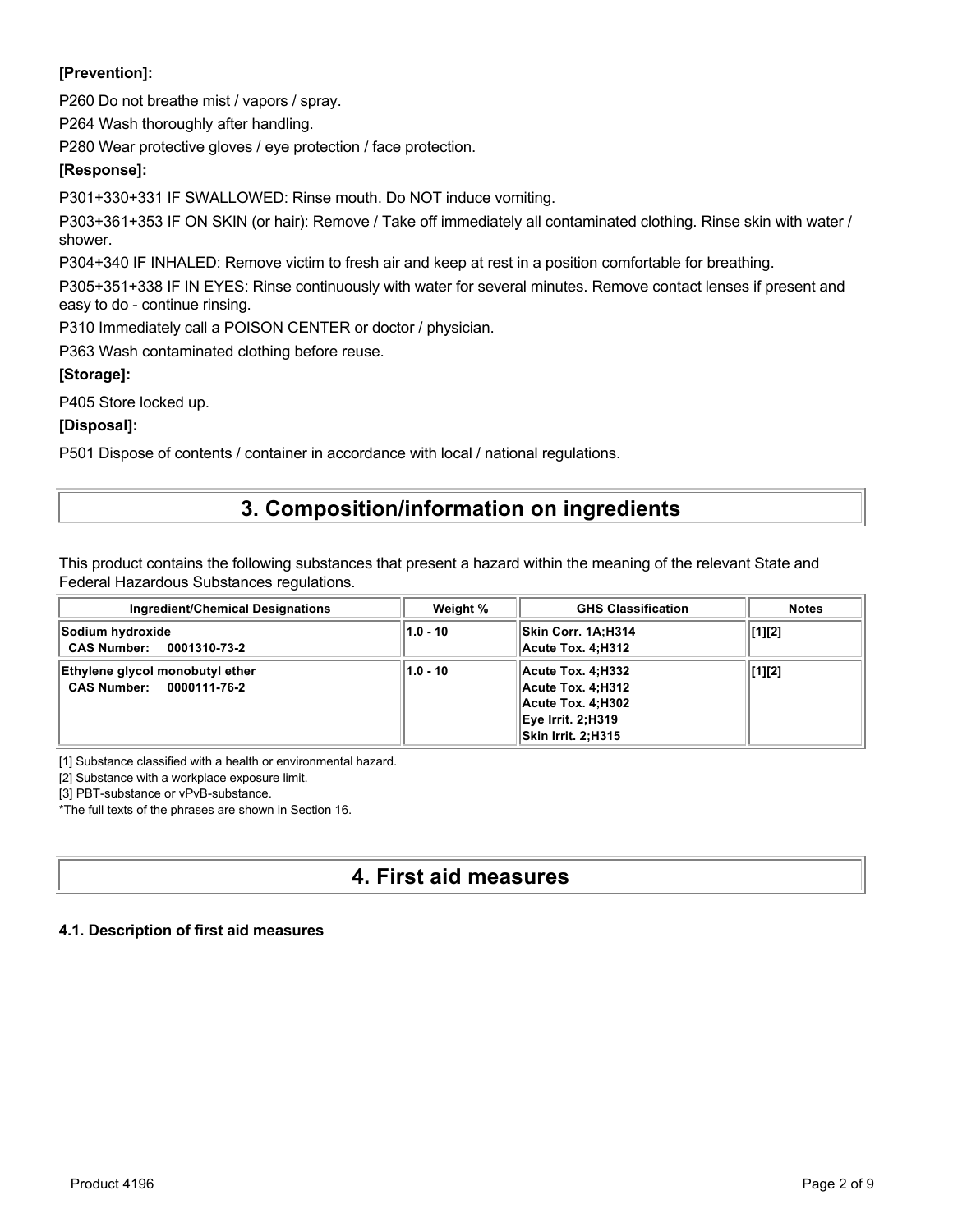**[Prevention]:**

P260 Do not breathe mist / vapors / spray.

P264 Wash thoroughly after handling.

P280 Wear protective gloves / eye protection / face protection.

**[Response]:**

P301+330+331 IF SWALLOWED: Rinse mouth. Do NOT induce vomiting.

P303+361+353 IF ON SKIN (or hair): Remove / Take off immediately all contaminated clothing. Rinse skin with water / shower.

P304+340 IF INHALED: Remove victim to fresh air and keep at rest in a position comfortable for breathing.

P305+351+338 IF IN EYES: Rinse continuously with water for several minutes. Remove contact lenses if present and easy to do - continue rinsing.

P310 Immediately call a POISON CENTER or doctor / physician.

P363 Wash contaminated clothing before reuse.

**[Storage]:**

P405 Store locked up.

**[Disposal]:**

P501 Dispose of contents / container in accordance with local / national regulations.

# 3. Composition/information on ingredients

This product contains the following substances that present a hazard within the meaning of the relevant State and Federal Hazardous Substances regulations.

| Ingredient/Chemical Designations | Weight % | GHS Classification | Notes |
|---|---|---|---|
| **Sodium hydroxide**<br>**CAS Number: 0001310-73-2** | 1.0 - 10 | Skin Corr. 1A;H314<br>Acute Tox. 4;H312 | [1][2] |
| **Ethylene glycol monobutyl ether**<br>**CAS Number: 0000111-76-2** | 1.0 - 10 | Acute Tox. 4;H332<br>Acute Tox. 4;H312<br>Acute Tox. 4;H302<br>Eye Irrit. 2;H319<br>Skin Irrit. 2;H315 | [1][2] |

[1] Substance classified with a health or environmental hazard.

[2] Substance with a workplace exposure limit.

[3] PBT-substance or vPvB-substance.

*The full texts of the phrases are shown in Section 16.

# 4. First aid measures

### 4.1. Description of first aid measures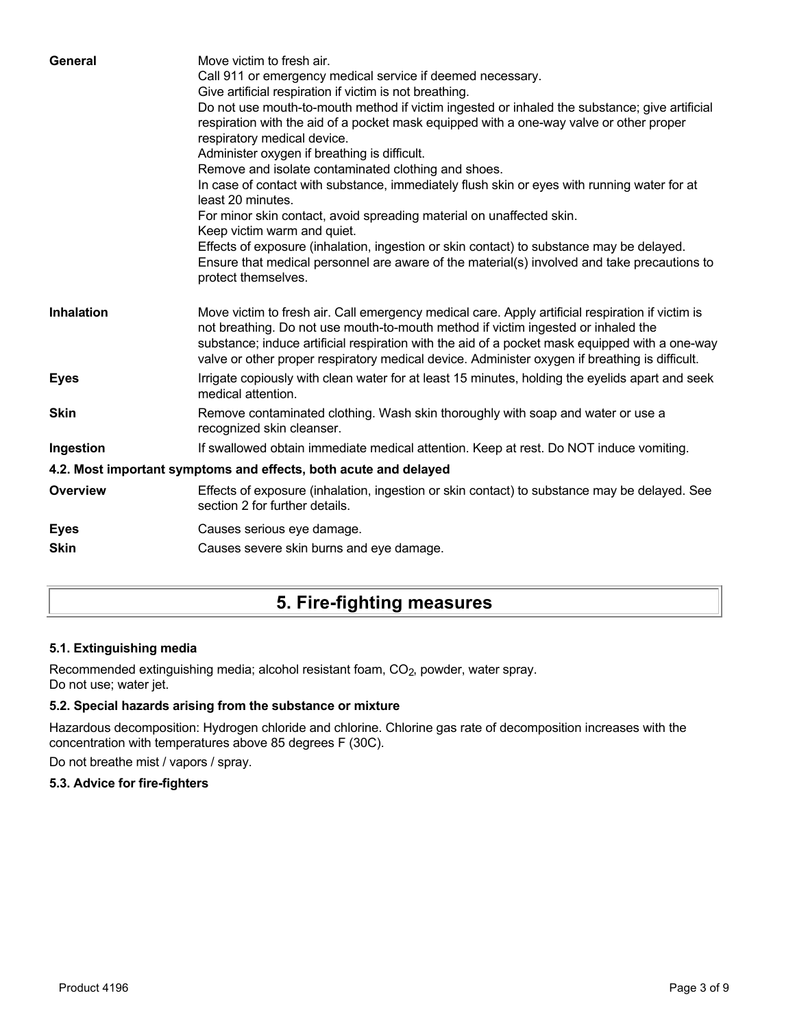| | |
|---|---|
| **General** | Move victim to fresh air.<br>Call 911 or emergency medical service if deemed necessary.<br>Give artificial respiration if victim is not breathing.<br>Do not use mouth-to-mouth method if victim ingested or inhaled the substance; give artificial respiration with the aid of a pocket mask equipped with a one-way valve or other proper respiratory medical device.<br>Administer oxygen if breathing is difficult.<br>Remove and isolate contaminated clothing and shoes.<br>In case of contact with substance, immediately flush skin or eyes with running water for at least 20 minutes.<br>For minor skin contact, avoid spreading material on unaffected skin.<br>Keep victim warm and quiet.<br>Effects of exposure (inhalation, ingestion or skin contact) to substance may be delayed.<br>Ensure that medical personnel are aware of the material(s) involved and take precautions to protect themselves. |
| **Inhalation** | Move victim to fresh air. Call emergency medical care. Apply artificial respiration if victim is not breathing. Do not use mouth-to-mouth method if victim ingested or inhaled the substance; induce artificial respiration with the aid of a pocket mask equipped with a one-way valve or other proper respiratory medical device. Administer oxygen if breathing is difficult. |
| **Eyes** | Irrigate copiously with clean water for at least 15 minutes, holding the eyelids apart and seek medical attention. |
| **Skin** | Remove contaminated clothing. Wash skin thoroughly with soap and water or use a recognized skin cleanser. |
| **Ingestion** | If swallowed obtain immediate medical attention. Keep at rest. Do NOT induce vomiting. |

### 4.2. Most important symptoms and effects, both acute and delayed

| | |
|---|---|
| **Overview** | Effects of exposure (inhalation, ingestion or skin contact) to substance may be delayed. See section 2 for further details. |
| **Eyes** | Causes serious eye damage. |
| **Skin** | Causes severe skin burns and eye damage. |

## 5. Fire-fighting measures

### 5.1. Extinguishing media

Recommended extinguishing media; alcohol resistant foam, $CO_2$, powder, water spray.
Do not use; water jet.

### 5.2. Special hazards arising from the substance or mixture

Hazardous decomposition: Hydrogen chloride and chlorine. Chlorine gas rate of decomposition increases with the concentration with temperatures above 85 degrees F (30C).

Do not breathe mist / vapors / spray.

### 5.3. Advice for fire-fighters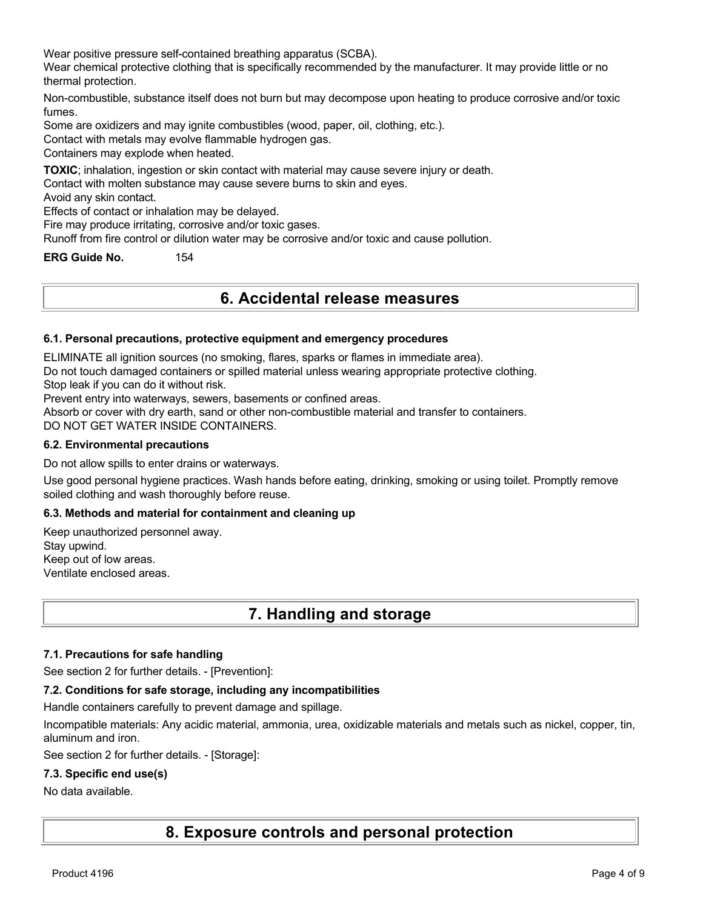Wear positive pressure self-contained breathing apparatus (SCBA).
Wear chemical protective clothing that is specifically recommended by the manufacturer. It may provide little or no thermal protection.

Non-combustible, substance itself does not burn but may decompose upon heating to produce corrosive and/or toxic fumes.
Some are oxidizers and may ignite combustibles (wood, paper, oil, clothing, etc.).
Contact with metals may evolve flammable hydrogen gas.
Containers may explode when heated.

**TOXIC**; inhalation, ingestion or skin contact with material may cause severe injury or death.
Contact with molten substance may cause severe burns to skin and eyes.
Avoid any skin contact.
Effects of contact or inhalation may be delayed.
Fire may produce irritating, corrosive and/or toxic gases.
Runoff from fire control or dilution water may be corrosive and/or toxic and cause pollution.

**ERG Guide No.** 154

# 6. Accidental release measures

### 6.1. Personal precautions, protective equipment and emergency procedures

ELIMINATE all ignition sources (no smoking, flares, sparks or flames in immediate area).
Do not touch damaged containers or spilled material unless wearing appropriate protective clothing.
Stop leak if you can do it without risk.
Prevent entry into waterways, sewers, basements or confined areas.
Absorb or cover with dry earth, sand or other non-combustible material and transfer to containers.
DO NOT GET WATER INSIDE CONTAINERS.

### 6.2. Environmental precautions

Do not allow spills to enter drains or waterways.

Use good personal hygiene practices. Wash hands before eating, drinking, smoking or using toilet. Promptly remove soiled clothing and wash thoroughly before reuse.

### 6.3. Methods and material for containment and cleaning up

Keep unauthorized personnel away.
Stay upwind.
Keep out of low areas.
Ventilate enclosed areas.

# 7. Handling and storage

### 7.1. Precautions for safe handling

See section 2 for further details. - [Prevention]:

### 7.2. Conditions for safe storage, including any incompatibilities

Handle containers carefully to prevent damage and spillage.

Incompatible materials: Any acidic material, ammonia, urea, oxidizable materials and metals such as nickel, copper, tin, aluminum and iron.

See section 2 for further details. - [Storage]:

### 7.3. Specific end use(s)

No data available.

# 8. Exposure controls and personal protection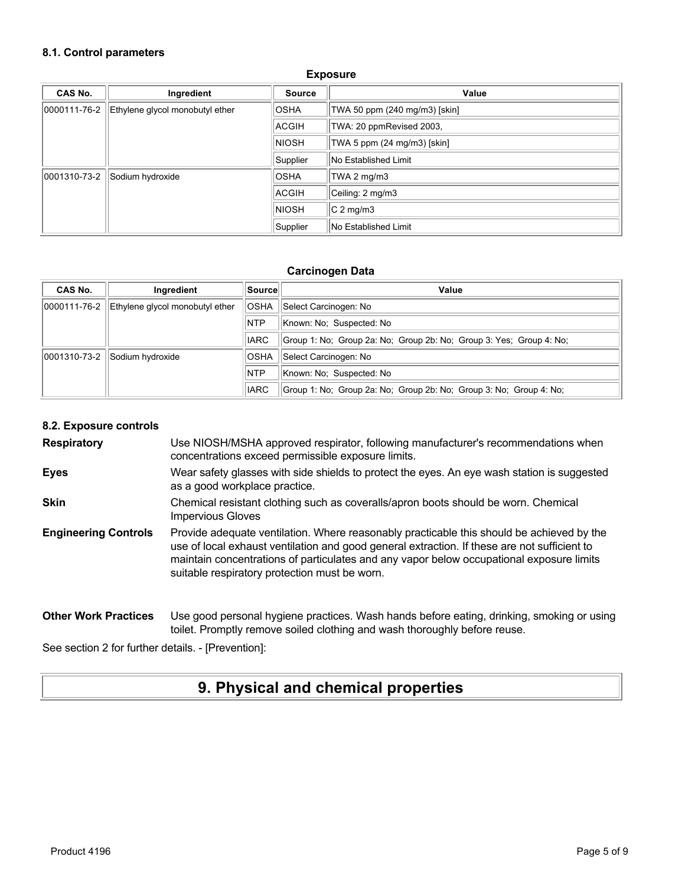### 8.1. Control parameters

**Exposure**

| CAS No. | Ingredient | Source | Value |
|---|---|---|---|
| 0000111-76-2 | Ethylene glycol monobutyl ether | OSHA | TWA 50 ppm (240 mg/m3) [skin] |
| | | ACGIH | TWA: 20 ppmRevised 2003, |
| | | NIOSH | TWA 5 ppm (24 mg/m3) [skin] |
| | | Supplier | No Established Limit |
| 0001310-73-2 | Sodium hydroxide | OSHA | TWA 2 mg/m3 |
| | | ACGIH | Ceiling: 2 mg/m3 |
| | | NIOSH | C 2 mg/m3 |
| | | Supplier | No Established Limit |

**Carcinogen Data**

| CAS No. | Ingredient | Source | Value |
|---|---|---|---|
| 0000111-76-2 | Ethylene glycol monobutyl ether | OSHA | Select Carcinogen: No |
| | | NTP | Known: No; Suspected: No |
| | | IARC | Group 1: No; Group 2a: No; Group 2b: No; Group 3: Yes; Group 4: No; |
| 0001310-73-2 | Sodium hydroxide | OSHA | Select Carcinogen: No |
| | | NTP | Known: No; Suspected: No |
| | | IARC | Group 1: No; Group 2a: No; Group 2b: No; Group 3: No; Group 4: No; |

### 8.2. Exposure controls

**Respiratory** Use NIOSH/MSHA approved respirator, following manufacturer's recommendations when concentrations exceed permissible exposure limits.

**Eyes** Wear safety glasses with side shields to protect the eyes. An eye wash station is suggested as a good workplace practice.

**Skin** Chemical resistant clothing such as coveralls/apron boots should be worn. Chemical Impervious Gloves

**Engineering Controls** Provide adequate ventilation. Where reasonably practicable this should be achieved by the use of local exhaust ventilation and good general extraction. If these are not sufficient to maintain concentrations of particulates and any vapor below occupational exposure limits suitable respiratory protection must be worn.

**Other Work Practices** Use good personal hygiene practices. Wash hands before eating, drinking, smoking or using toilet. Promptly remove soiled clothing and wash thoroughly before reuse.

See section 2 for further details. - [Prevention]:

## 9. Physical and chemical properties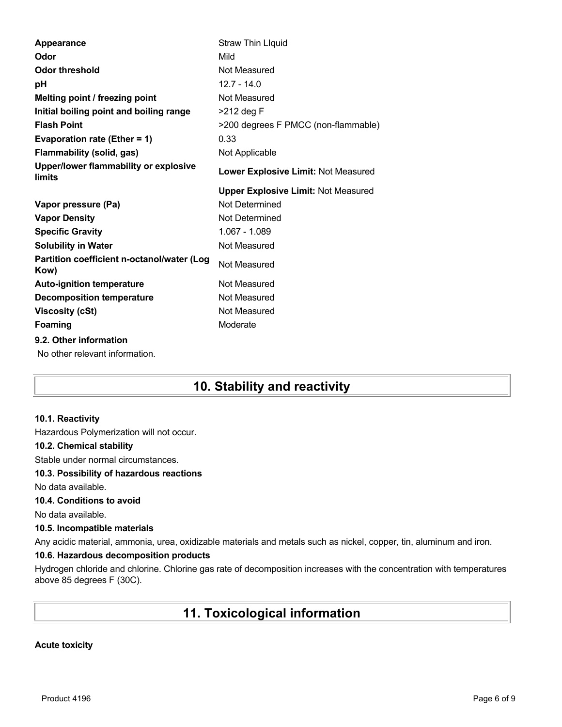| | |
|---|---|
| **Appearance** | Straw Thin LIquid |
| **Odor** | Mild |
| **Odor threshold** | Not Measured |
| **pH** | 12.7 - 14.0 |
| **Melting point / freezing point** | Not Measured |
| **Initial boiling point and boiling range** | >212 deg F |
| **Flash Point** | >200 degrees F PMCC (non-flammable) |
| **Evaporation rate (Ether = 1)** | 0.33 |
| **Flammability (solid, gas)** | Not Applicable |
| **Upper/lower flammability or explosive limits** | **Lower Explosive Limit:** Not Measured |
| | **Upper Explosive Limit:** Not Measured |
| **Vapor pressure (Pa)** | Not Determined |
| **Vapor Density** | Not Determined |
| **Specific Gravity** | 1.067 - 1.089 |
| **Solubility in Water** | Not Measured |
| **Partition coefficient n-octanol/water (Log Kow)** | Not Measured |
| **Auto-ignition temperature** | Not Measured |
| **Decomposition temperature** | Not Measured |
| **Viscosity (cSt)** | Not Measured |
| **Foaming** | Moderate |

**9.2. Other information**

No other relevant information.

# 10. Stability and reactivity

**10.1. Reactivity**

Hazardous Polymerization will not occur.

**10.2. Chemical stability**

Stable under normal circumstances.

**10.3. Possibility of hazardous reactions**

No data available.

**10.4. Conditions to avoid**

No data available.

**10.5. Incompatible materials**

Any acidic material, ammonia, urea, oxidizable materials and metals such as nickel, copper, tin, aluminum and iron.

**10.6. Hazardous decomposition products**

Hydrogen chloride and chlorine. Chlorine gas rate of decomposition increases with the concentration with temperatures above 85 degrees F (30C).

# 11. Toxicological information

**Acute toxicity**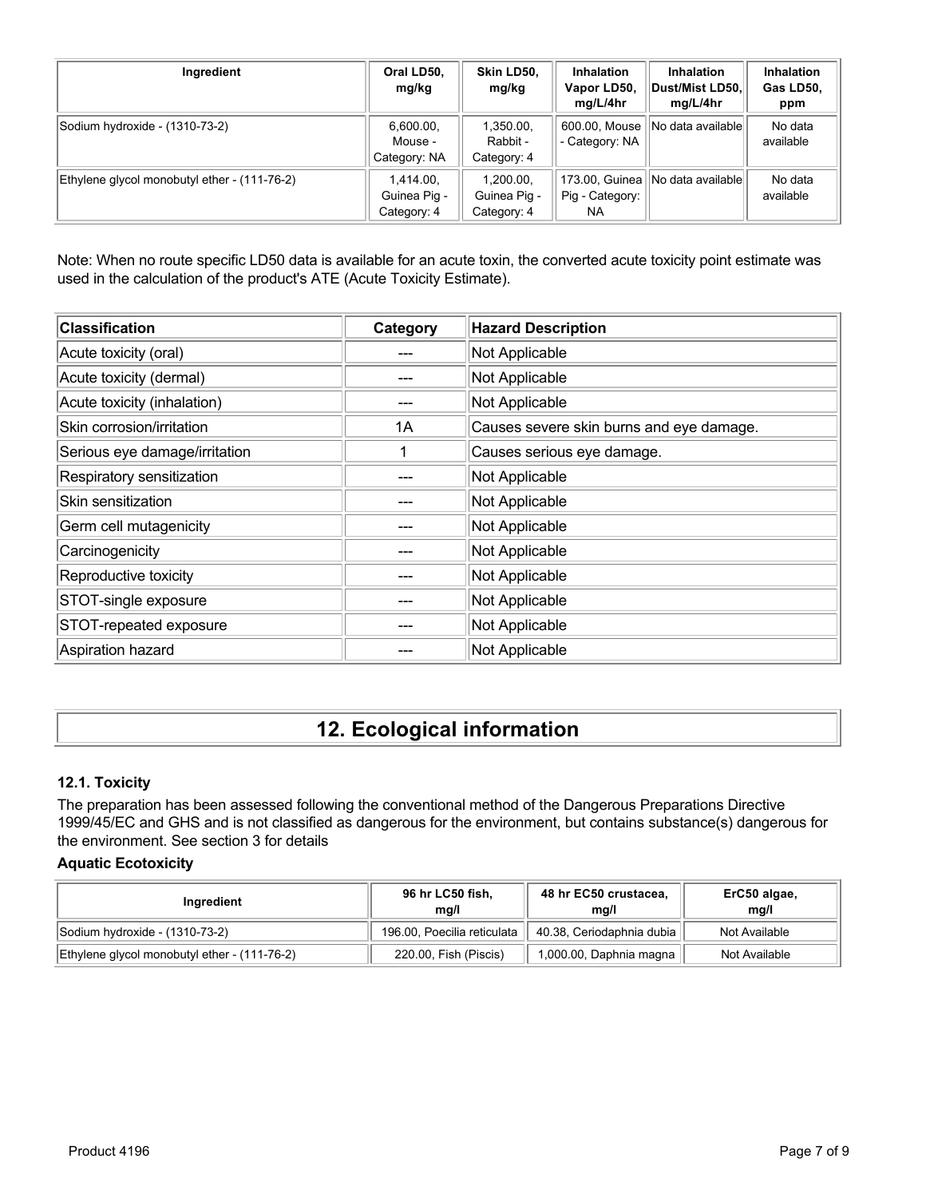| Ingredient | Oral LD50, mg/kg | Skin LD50, mg/kg | Inhalation Vapor LD50, mg/L/4hr | Inhalation Dust/Mist LD50, mg/L/4hr | Inhalation Gas LD50, ppm |
|---|---|---|---|---|---|
| Sodium hydroxide - (1310-73-2) | 6,600.00, Mouse - Category: NA | 1,350.00, Rabbit - Category: 4 | 600.00, Mouse - Category: NA | No data available | No data available |
| Ethylene glycol monobutyl ether - (111-76-2) | 1,414.00, Guinea Pig - Category: 4 | 1,200.00, Guinea Pig - Category: 4 | 173.00, Guinea Pig - Category: NA | No data available | No data available |

Note: When no route specific LD50 data is available for an acute toxin, the converted acute toxicity point estimate was used in the calculation of the product's ATE (Acute Toxicity Estimate).

| Classification | Category | Hazard Description |
|---|---|---|
| Acute toxicity (oral) | --- | Not Applicable |
| Acute toxicity (dermal) | --- | Not Applicable |
| Acute toxicity (inhalation) | --- | Not Applicable |
| Skin corrosion/irritation | 1A | Causes severe skin burns and eye damage. |
| Serious eye damage/irritation | 1 | Causes serious eye damage. |
| Respiratory sensitization | --- | Not Applicable |
| Skin sensitization | --- | Not Applicable |
| Germ cell mutagenicity | --- | Not Applicable |
| Carcinogenicity | --- | Not Applicable |
| Reproductive toxicity | --- | Not Applicable |
| STOT-single exposure | --- | Not Applicable |
| STOT-repeated exposure | --- | Not Applicable |
| Aspiration hazard | --- | Not Applicable |

# 12. Ecological information

### 12.1. Toxicity

The preparation has been assessed following the conventional method of the Dangerous Preparations Directive 1999/45/EC and GHS and is not classified as dangerous for the environment, but contains substance(s) dangerous for the environment. See section 3 for details

**Aquatic Ecotoxicity**

| Ingredient | 96 hr LC50 fish, mg/l | 48 hr EC50 crustacea, mg/l | ErC50 algae, mg/l |
|---|---|---|---|
| Sodium hydroxide - (1310-73-2) | 196.00, Poecilia reticulata | 40.38, Ceriodaphnia dubia | Not Available |
| Ethylene glycol monobutyl ether - (111-76-2) | 220.00, Fish (Piscis) | 1,000.00, Daphnia magna | Not Available |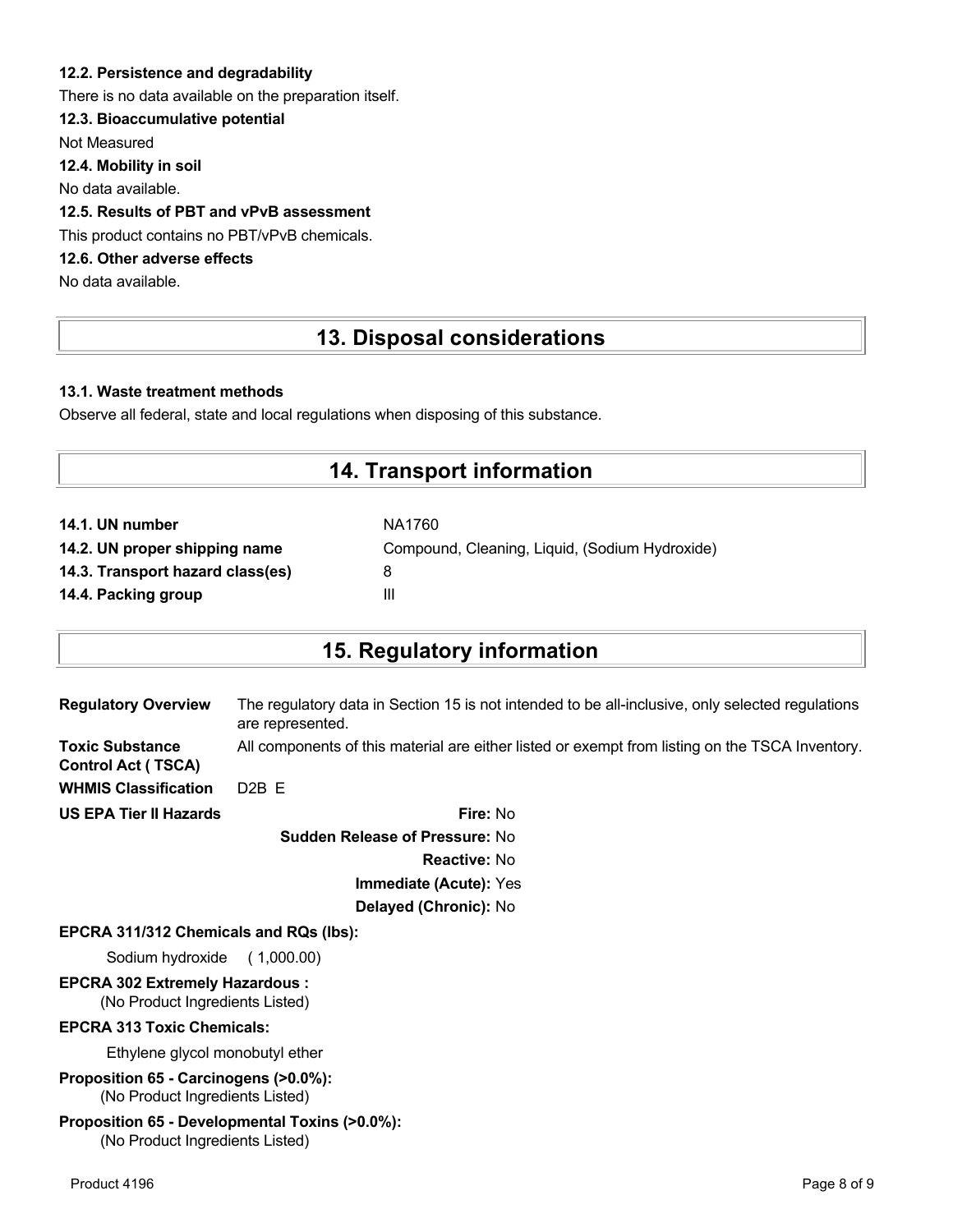**12.2. Persistence and degradability**

There is no data available on the preparation itself.

**12.3. Bioaccumulative potential**

Not Measured

**12.4. Mobility in soil**

No data available.

**12.5. Results of PBT and vPvB assessment**

This product contains no PBT/vPvB chemicals.

**12.6. Other adverse effects**

No data available.

## 13. Disposal considerations

**13.1. Waste treatment methods**

Observe all federal, state and local regulations when disposing of this substance.

## 14. Transport information

| | |
|---|---|
| **14.1. UN number** | NA1760 |
| **14.2. UN proper shipping name** | Compound, Cleaning, Liquid, (Sodium Hydroxide) |
| **14.3. Transport hazard class(es)** | 8 |
| **14.4. Packing group** | III |

## 15. Regulatory information

| | |
|---|---|
| **Regulatory Overview** | The regulatory data in Section 15 is not intended to be all-inclusive, only selected regulations are represented. |
| **Toxic Substance Control Act ( TSCA)** | All components of this material are either listed or exempt from listing on the TSCA Inventory. |
| **WHMIS Classification** | D2B E |

**US EPA Tier II Hazards**

**Fire:** No

**Sudden Release of Pressure:** No

**Reactive:** No

**Immediate (Acute):** Yes

**Delayed (Chronic):** No

**EPCRA 311/312 Chemicals and RQs (lbs):**

Sodium hydroxide ( 1,000.00)

**EPCRA 302 Extremely Hazardous :**

(No Product Ingredients Listed)

**EPCRA 313 Toxic Chemicals:**

Ethylene glycol monobutyl ether

**Proposition 65 - Carcinogens (>0.0%):**

(No Product Ingredients Listed)

**Proposition 65 - Developmental Toxins (>0.0%):**

(No Product Ingredients Listed)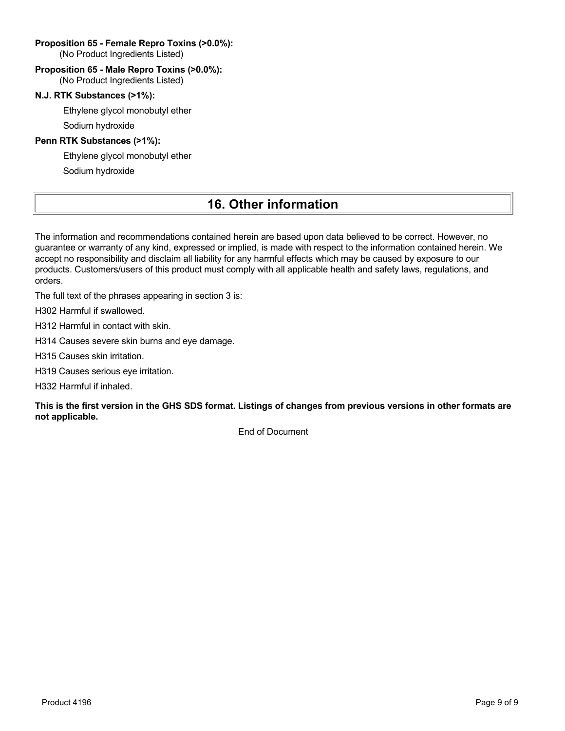**Proposition 65 - Female Repro Toxins (>0.0%):**
(No Product Ingredients Listed)

**Proposition 65 - Male Repro Toxins (>0.0%):**
(No Product Ingredients Listed)

**N.J. RTK Substances (>1%):**

Ethylene glycol monobutyl ether

Sodium hydroxide

**Penn RTK Substances (>1%):**

Ethylene glycol monobutyl ether

Sodium hydroxide

## 16. Other information

The information and recommendations contained herein are based upon data believed to be correct. However, no guarantee or warranty of any kind, expressed or implied, is made with respect to the information contained herein. We accept no responsibility and disclaim all liability for any harmful effects which may be caused by exposure to our products. Customers/users of this product must comply with all applicable health and safety laws, regulations, and orders.

The full text of the phrases appearing in section 3 is:

H302 Harmful if swallowed.

H312 Harmful in contact with skin.

H314 Causes severe skin burns and eye damage.

H315 Causes skin irritation.

H319 Causes serious eye irritation.

H332 Harmful if inhaled.

**This is the first version in the GHS SDS format. Listings of changes from previous versions in other formats are not applicable.**

End of Document